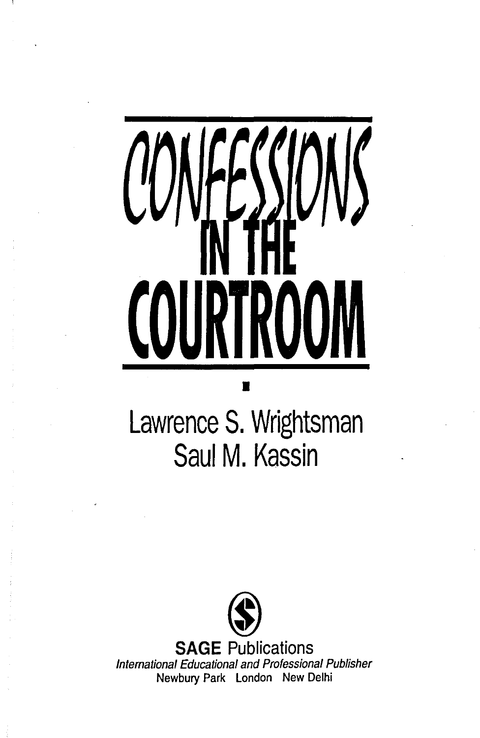# CONFESSIONS IN THE COURTROOM

Lawrence S. Wrightsman

Saul M. Kassin

**SAGE** Publications

*International Educational and Professional Publisher*

Newbury Park London New Delhi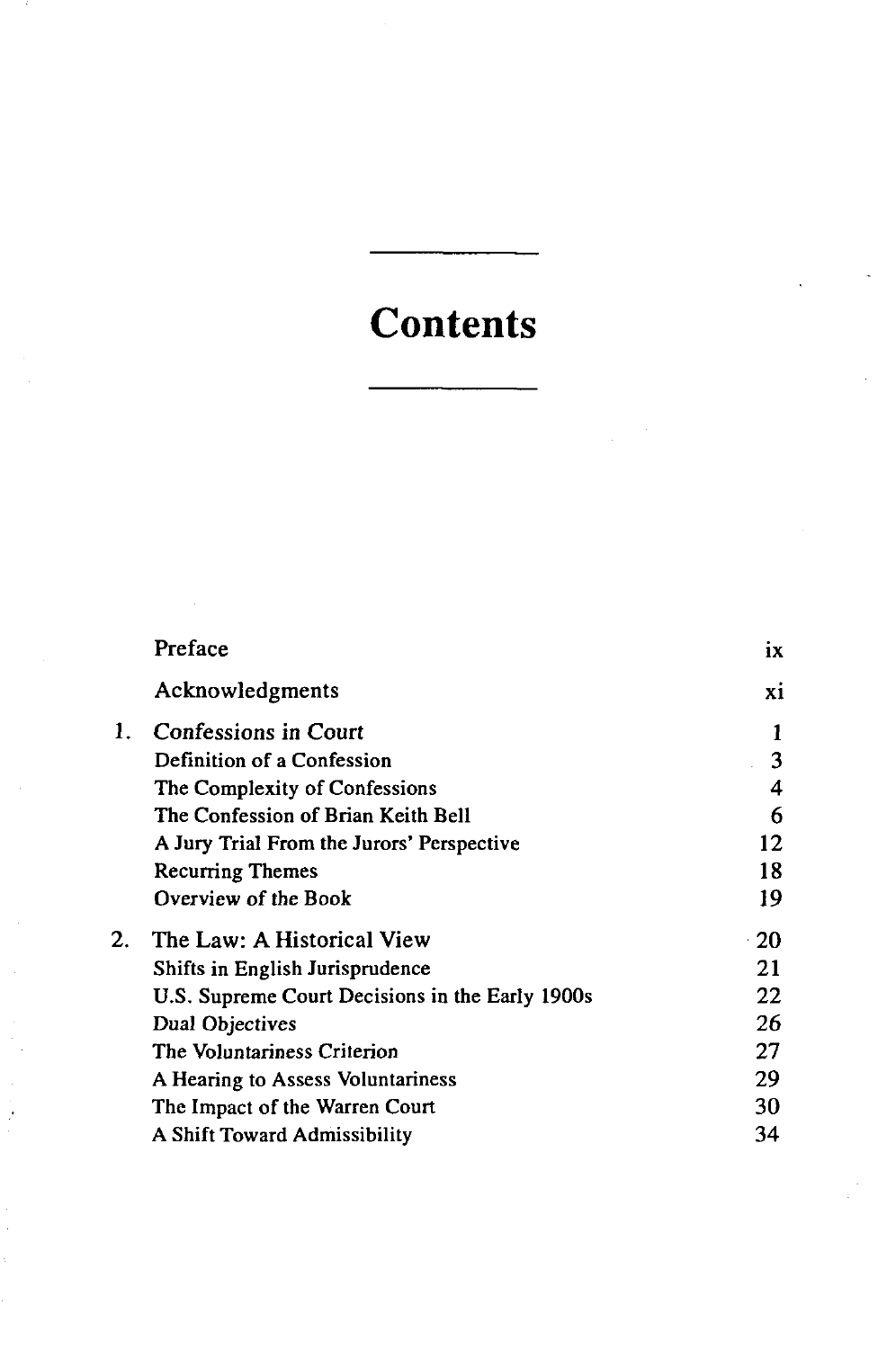# Contents

| | | |
|---|---|---|
| | Preface | ix |
| | Acknowledgments | xi |
| 1. | Confessions in Court | 1 |
| | Definition of a Confession | 3 |
| | The Complexity of Confessions | 4 |
| | The Confession of Brian Keith Bell | 6 |
| | A Jury Trial From the Jurors' Perspective | 12 |
| | Recurring Themes | 18 |
| | Overview of the Book | 19 |
| 2. | The Law: A Historical View | 20 |
| | Shifts in English Jurisprudence | 21 |
| | U.S. Supreme Court Decisions in the Early 1900s | 22 |
| | Dual Objectives | 26 |
| | The Voluntariness Criterion | 27 |
| | A Hearing to Assess Voluntariness | 29 |
| | The Impact of the Warren Court | 30 |
| | A Shift Toward Admissibility | 34 |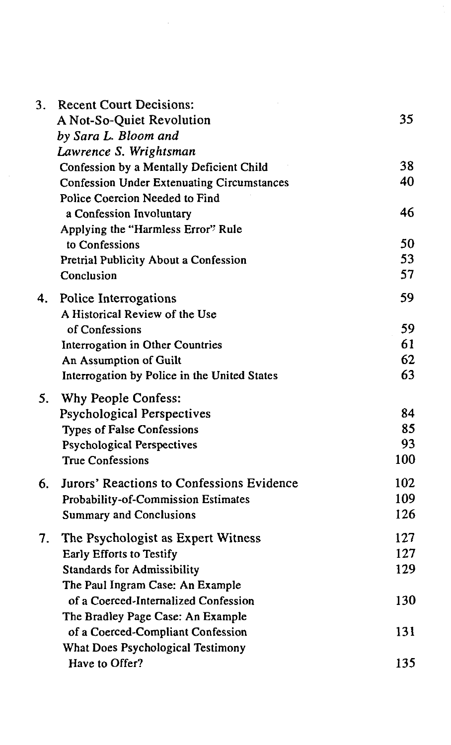| | | |
|---|---|---|
| 3. | Recent Court Decisions: A Not-So-Quiet Revolution *by Sara L. Bloom and Lawrence S. Wrightsman* | 35 |
| | Confession by a Mentally Deficient Child | 38 |
| | Confession Under Extenuating Circumstances | 40 |
| | Police Coercion Needed to Find a Confession Involuntary | 46 |
| | Applying the "Harmless Error" Rule to Confessions | 50 |
| | Pretrial Publicity About a Confession | 53 |
| | Conclusion | 57 |
| 4. | Police Interrogations | 59 |
| | A Historical Review of the Use of Confessions | 59 |
| | Interrogation in Other Countries | 61 |
| | An Assumption of Guilt | 62 |
| | Interrogation by Police in the United States | 63 |
| 5. | Why People Confess: Psychological Perspectives | 84 |
| | Types of False Confessions | 85 |
| | Psychological Perspectives | 93 |
| | True Confessions | 100 |
| 6. | Jurors' Reactions to Confessions Evidence | 102 |
| | Probability-of-Commission Estimates | 109 |
| | Summary and Conclusions | 126 |
| 7. | The Psychologist as Expert Witness | 127 |
| | Early Efforts to Testify | 127 |
| | Standards for Admissibility | 129 |
| | The Paul Ingram Case: An Example of a Coerced-Internalized Confession | 130 |
| | The Bradley Page Case: An Example of a Coerced-Compliant Confession | 131 |
| | What Does Psychological Testimony Have to Offer? | 135 |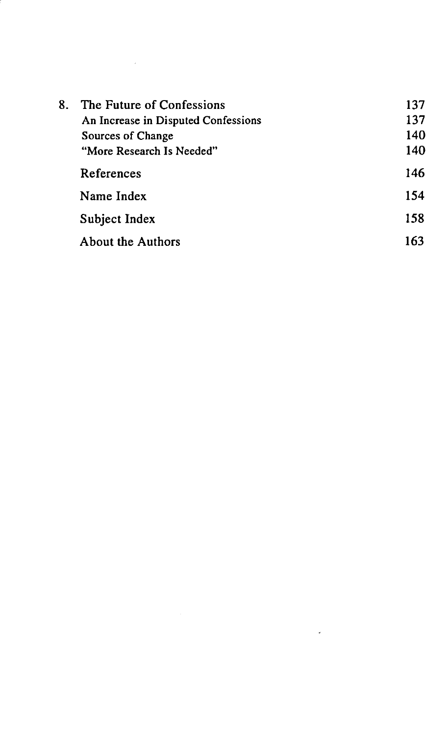| | | |
|---|---|---|
| 8. | The Future of Confessions | 137 |
| | An Increase in Disputed Confessions | 137 |
| | Sources of Change | 140 |
| | "More Research Is Needed" | 140 |
| | References | 146 |
| | Name Index | 154 |
| | Subject Index | 158 |
| | About the Authors | 163 |